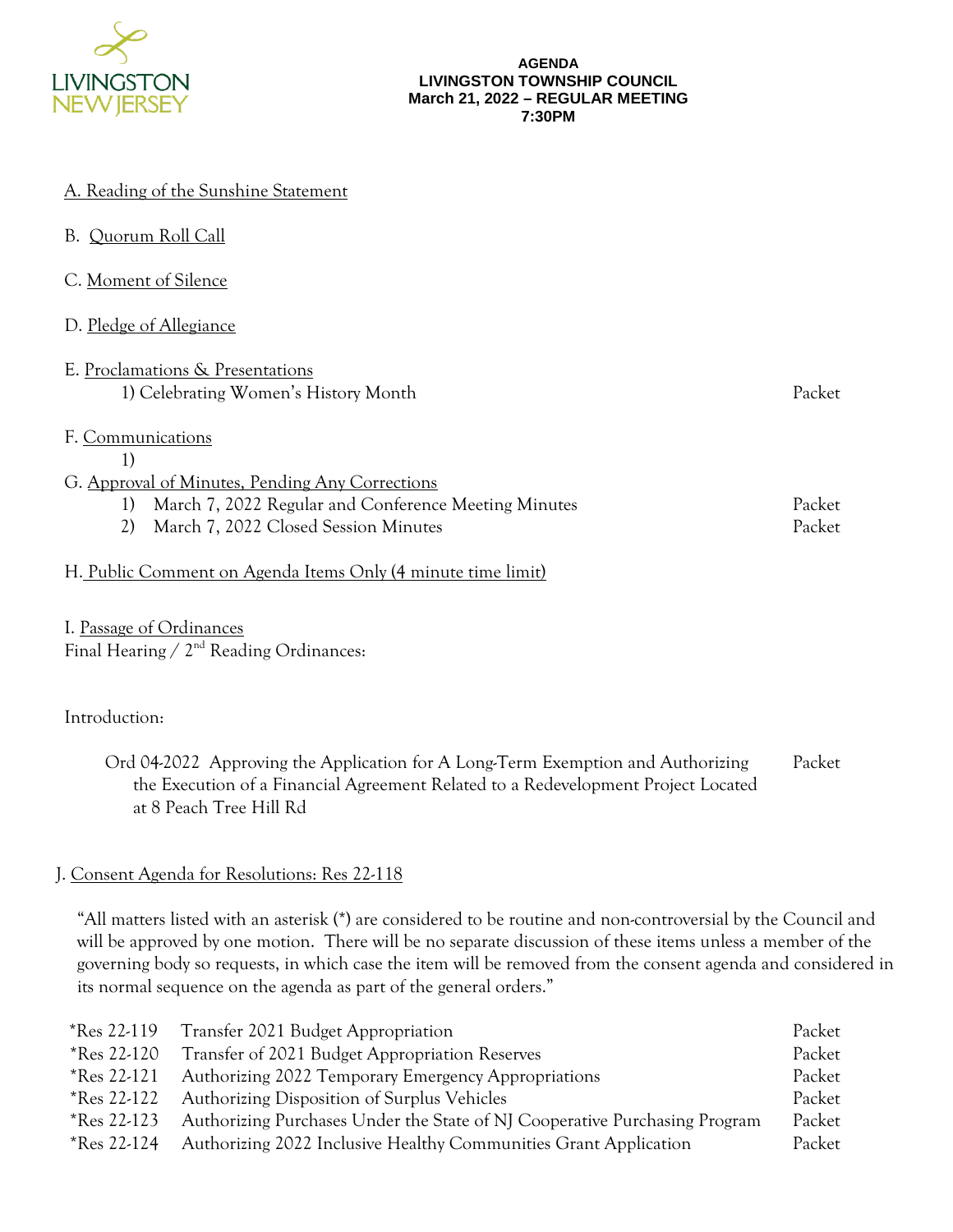LIVINGSTON
NEW JERSEY

**AGENDA**
**LIVINGSTON TOWNSHIP COUNCIL**
**March 21, 2022 – REGULAR MEETING**
**7:30PM**

A. Reading of the Sunshine Statement

B. Quorum Roll Call

C. Moment of Silence

D. Pledge of Allegiance

E. Proclamations & Presentations
   1) Celebrating Women's History Month — Packet

F. Communications
   1)

G. Approval of Minutes, Pending Any Corrections
   1) March 7, 2022 Regular and Conference Meeting Minutes — Packet
   2) March 7, 2022 Closed Session Minutes — Packet

H. Public Comment on Agenda Items Only (4 minute time limit)

I. Passage of Ordinances
Final Hearing / 2nd Reading Ordinances:

Introduction:

Ord 04-2022 Approving the Application for A Long-Term Exemption and Authorizing the Execution of a Financial Agreement Related to a Redevelopment Project Located at 8 Peach Tree Hill Rd — Packet

J. Consent Agenda for Resolutions: Res 22-118

"All matters listed with an asterisk (*) are considered to be routine and non-controversial by the Council and will be approved by one motion. There will be no separate discussion of these items unless a member of the governing body so requests, in which case the item will be removed from the consent agenda and considered in its normal sequence on the agenda as part of the general orders."

| | | |
|---|---|---|
| *Res 22-119 | Transfer 2021 Budget Appropriation | Packet |
| *Res 22-120 | Transfer of 2021 Budget Appropriation Reserves | Packet |
| *Res 22-121 | Authorizing 2022 Temporary Emergency Appropriations | Packet |
| *Res 22-122 | Authorizing Disposition of Surplus Vehicles | Packet |
| *Res 22-123 | Authorizing Purchases Under the State of NJ Cooperative Purchasing Program | Packet |
| *Res 22-124 | Authorizing 2022 Inclusive Healthy Communities Grant Application | Packet |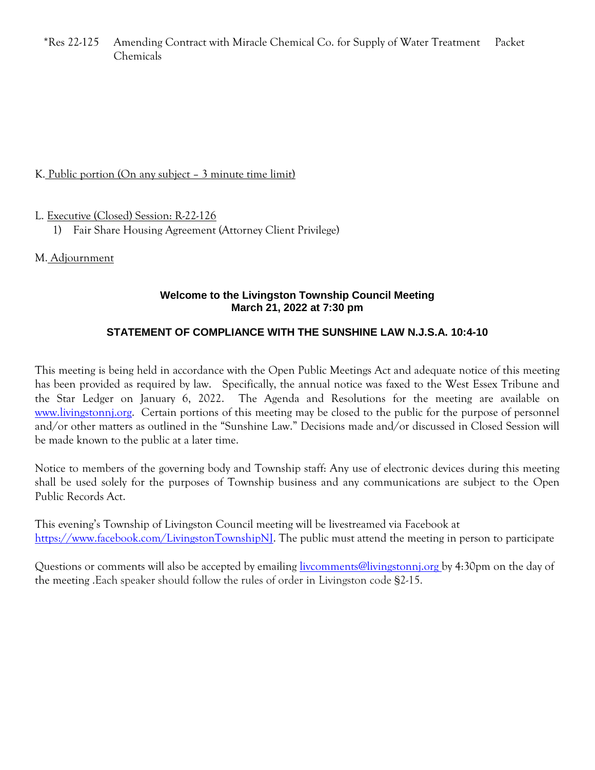*Res 22-125 Amending Contract with Miracle Chemical Co. for Supply of Water Treatment Chemicals Packet

K. Public portion (On any subject – 3 minute time limit)

L. Executive (Closed) Session: R-22-126

1) Fair Share Housing Agreement (Attorney Client Privilege)

M. Adjournment

**Welcome to the Livingston Township Council Meeting**
**March 21, 2022 at 7:30 pm**

**STATEMENT OF COMPLIANCE WITH THE SUNSHINE LAW N.J.S.A. 10:4-10**

This meeting is being held in accordance with the Open Public Meetings Act and adequate notice of this meeting has been provided as required by law. Specifically, the annual notice was faxed to the West Essex Tribune and the Star Ledger on January 6, 2022. The Agenda and Resolutions for the meeting are available on www.livingstonnj.org. Certain portions of this meeting may be closed to the public for the purpose of personnel and/or other matters as outlined in the "Sunshine Law." Decisions made and/or discussed in Closed Session will be made known to the public at a later time.

Notice to members of the governing body and Township staff: Any use of electronic devices during this meeting shall be used solely for the purposes of Township business and any communications are subject to the Open Public Records Act.

This evening's Township of Livingston Council meeting will be livestreamed via Facebook at https://www.facebook.com/LivingstonTownshipNJ. The public must attend the meeting in person to participate

Questions or comments will also be accepted by emailing livcomments@livingstonnj.org by 4:30pm on the day of the meeting .Each speaker should follow the rules of order in Livingston code §2-15.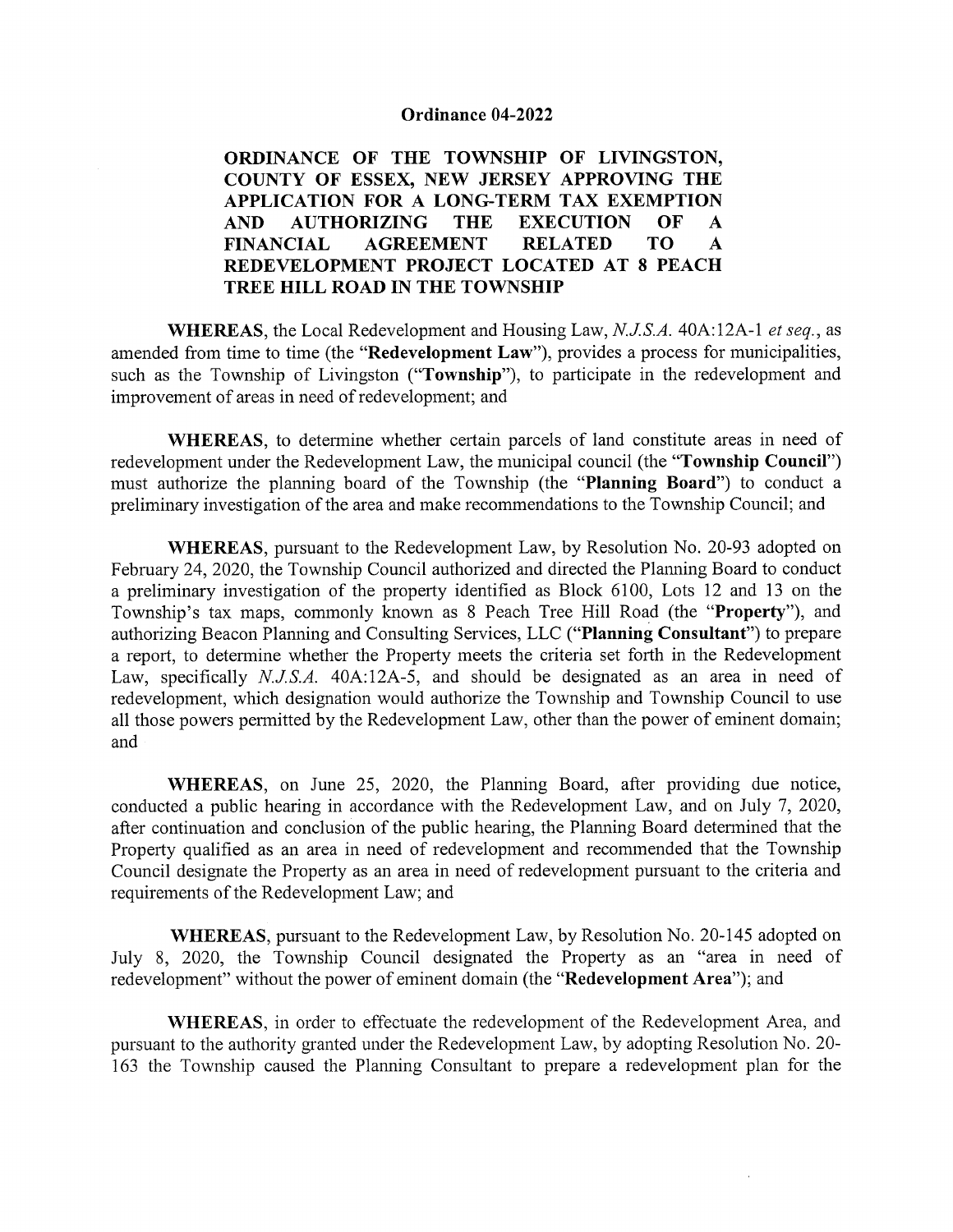**Ordinance 04-2022**

**ORDINANCE OF THE TOWNSHIP OF LIVINGSTON, COUNTY OF ESSEX, NEW JERSEY APPROVING THE APPLICATION FOR A LONG-TERM TAX EXEMPTION AND AUTHORIZING THE EXECUTION OF A FINANCIAL AGREEMENT RELATED TO A REDEVELOPMENT PROJECT LOCATED AT 8 PEACH TREE HILL ROAD IN THE TOWNSHIP**

**WHEREAS**, the Local Redevelopment and Housing Law, *N.J.S.A.* 40A:12A-1 *et seq.*, as amended from time to time (the "**Redevelopment Law**"), provides a process for municipalities, such as the Township of Livingston ("**Township**"), to participate in the redevelopment and improvement of areas in need of redevelopment; and

**WHEREAS**, to determine whether certain parcels of land constitute areas in need of redevelopment under the Redevelopment Law, the municipal council (the "**Township Council**") must authorize the planning board of the Township (the "**Planning Board**") to conduct a preliminary investigation of the area and make recommendations to the Township Council; and

**WHEREAS**, pursuant to the Redevelopment Law, by Resolution No. 20-93 adopted on February 24, 2020, the Township Council authorized and directed the Planning Board to conduct a preliminary investigation of the property identified as Block 6100, Lots 12 and 13 on the Township's tax maps, commonly known as 8 Peach Tree Hill Road (the "**Property**"), and authorizing Beacon Planning and Consulting Services, LLC ("**Planning Consultant**") to prepare a report, to determine whether the Property meets the criteria set forth in the Redevelopment Law, specifically *N.J.S.A.* 40A:12A-5, and should be designated as an area in need of redevelopment, which designation would authorize the Township and Township Council to use all those powers permitted by the Redevelopment Law, other than the power of eminent domain; and

**WHEREAS**, on June 25, 2020, the Planning Board, after providing due notice, conducted a public hearing in accordance with the Redevelopment Law, and on July 7, 2020, after continuation and conclusion of the public hearing, the Planning Board determined that the Property qualified as an area in need of redevelopment and recommended that the Township Council designate the Property as an area in need of redevelopment pursuant to the criteria and requirements of the Redevelopment Law; and

**WHEREAS**, pursuant to the Redevelopment Law, by Resolution No. 20-145 adopted on July 8, 2020, the Township Council designated the Property as an "area in need of redevelopment" without the power of eminent domain (the "**Redevelopment Area**"); and

**WHEREAS**, in order to effectuate the redevelopment of the Redevelopment Area, and pursuant to the authority granted under the Redevelopment Law, by adopting Resolution No. 20-163 the Township caused the Planning Consultant to prepare a redevelopment plan for the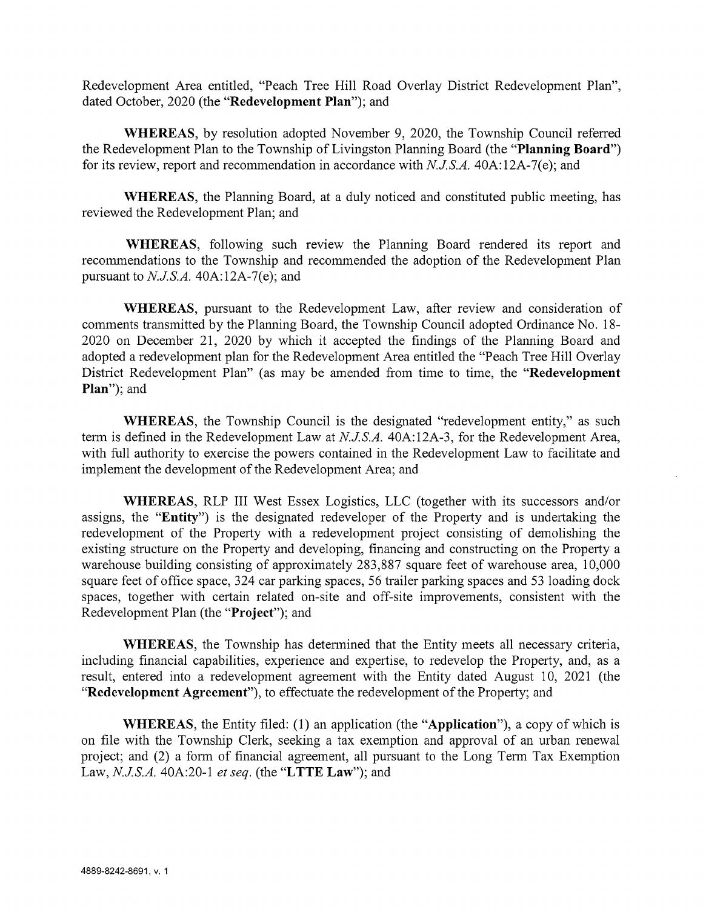Redevelopment Area entitled, "Peach Tree Hill Road Overlay District Redevelopment Plan", dated October, 2020 (the "**Redevelopment Plan**"); and

**WHEREAS**, by resolution adopted November 9, 2020, the Township Council referred the Redevelopment Plan to the Township of Livingston Planning Board (the "**Planning Board**") for its review, report and recommendation in accordance with *N.J.S.A.* 40A:12A-7(e); and

**WHEREAS**, the Planning Board, at a duly noticed and constituted public meeting, has reviewed the Redevelopment Plan; and

**WHEREAS**, following such review the Planning Board rendered its report and recommendations to the Township and recommended the adoption of the Redevelopment Plan pursuant to *N.J.S.A.* 40A:12A-7(e); and

**WHEREAS**, pursuant to the Redevelopment Law, after review and consideration of comments transmitted by the Planning Board, the Township Council adopted Ordinance No. 18-2020 on December 21, 2020 by which it accepted the findings of the Planning Board and adopted a redevelopment plan for the Redevelopment Area entitled the "Peach Tree Hill Overlay District Redevelopment Plan" (as may be amended from time to time, the "**Redevelopment Plan**"); and

**WHEREAS**, the Township Council is the designated "redevelopment entity," as such term is defined in the Redevelopment Law at *N.J.S.A.* 40A:12A-3, for the Redevelopment Area, with full authority to exercise the powers contained in the Redevelopment Law to facilitate and implement the development of the Redevelopment Area; and

**WHEREAS**, RLP III West Essex Logistics, LLC (together with its successors and/or assigns, the "**Entity**") is the designated redeveloper of the Property and is undertaking the redevelopment of the Property with a redevelopment project consisting of demolishing the existing structure on the Property and developing, financing and constructing on the Property a warehouse building consisting of approximately 283,887 square feet of warehouse area, 10,000 square feet of office space, 324 car parking spaces, 56 trailer parking spaces and 53 loading dock spaces, together with certain related on-site and off-site improvements, consistent with the Redevelopment Plan (the "**Project**"); and

**WHEREAS**, the Township has determined that the Entity meets all necessary criteria, including financial capabilities, experience and expertise, to redevelop the Property, and, as a result, entered into a redevelopment agreement with the Entity dated August 10, 2021 (the "**Redevelopment Agreement**"), to effectuate the redevelopment of the Property; and

**WHEREAS**, the Entity filed: (1) an application (the "**Application**"), a copy of which is on file with the Township Clerk, seeking a tax exemption and approval of an urban renewal project; and (2) a form of financial agreement, all pursuant to the Long Term Tax Exemption Law, *N.J.S.A.* 40A:20-1 *et seq.* (the "**LTTE Law**"); and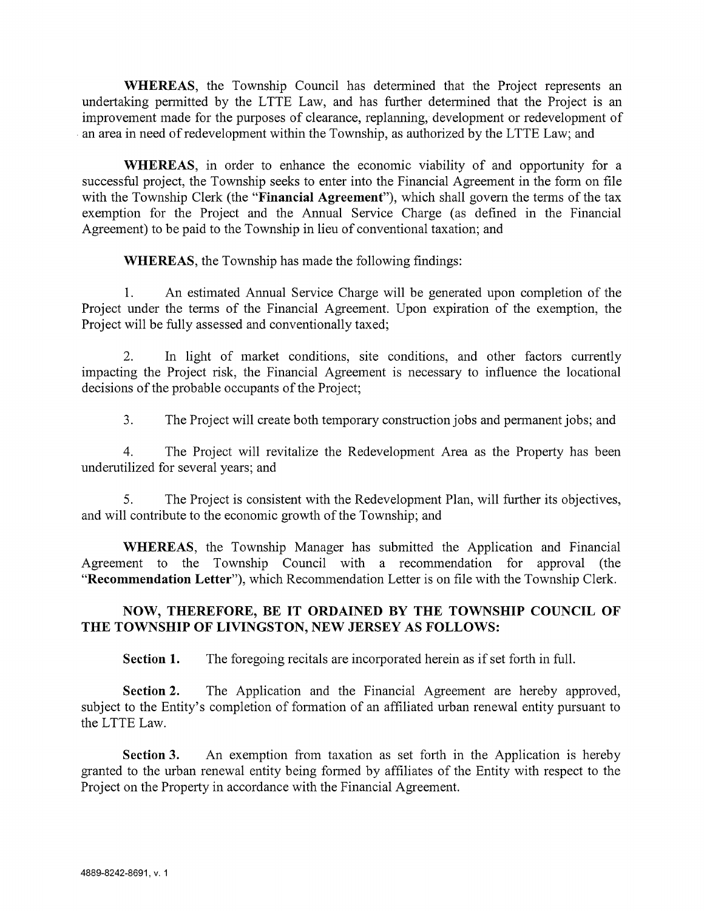**WHEREAS**, the Township Council has determined that the Project represents an undertaking permitted by the LTTE Law, and has further determined that the Project is an improvement made for the purposes of clearance, replanning, development or redevelopment of an area in need of redevelopment within the Township, as authorized by the LTTE Law; and

**WHEREAS**, in order to enhance the economic viability of and opportunity for a successful project, the Township seeks to enter into the Financial Agreement in the form on file with the Township Clerk (the "**Financial Agreement**"), which shall govern the terms of the tax exemption for the Project and the Annual Service Charge (as defined in the Financial Agreement) to be paid to the Township in lieu of conventional taxation; and

**WHEREAS**, the Township has made the following findings:

1. An estimated Annual Service Charge will be generated upon completion of the Project under the terms of the Financial Agreement. Upon expiration of the exemption, the Project will be fully assessed and conventionally taxed;

2. In light of market conditions, site conditions, and other factors currently impacting the Project risk, the Financial Agreement is necessary to influence the locational decisions of the probable occupants of the Project;

3. The Project will create both temporary construction jobs and permanent jobs; and

4. The Project will revitalize the Redevelopment Area as the Property has been underutilized for several years; and

5. The Project is consistent with the Redevelopment Plan, will further its objectives, and will contribute to the economic growth of the Township; and

**WHEREAS**, the Township Manager has submitted the Application and Financial Agreement to the Township Council with a recommendation for approval (the "**Recommendation Letter**"), which Recommendation Letter is on file with the Township Clerk.

**NOW, THEREFORE, BE IT ORDAINED BY THE TOWNSHIP COUNCIL OF THE TOWNSHIP OF LIVINGSTON, NEW JERSEY AS FOLLOWS:**

**Section 1.** The foregoing recitals are incorporated herein as if set forth in full.

**Section 2.** The Application and the Financial Agreement are hereby approved, subject to the Entity's completion of formation of an affiliated urban renewal entity pursuant to the LTTE Law.

**Section 3.** An exemption from taxation as set forth in the Application is hereby granted to the urban renewal entity being formed by affiliates of the Entity with respect to the Project on the Property in accordance with the Financial Agreement.

4889-8242-8691, v. 1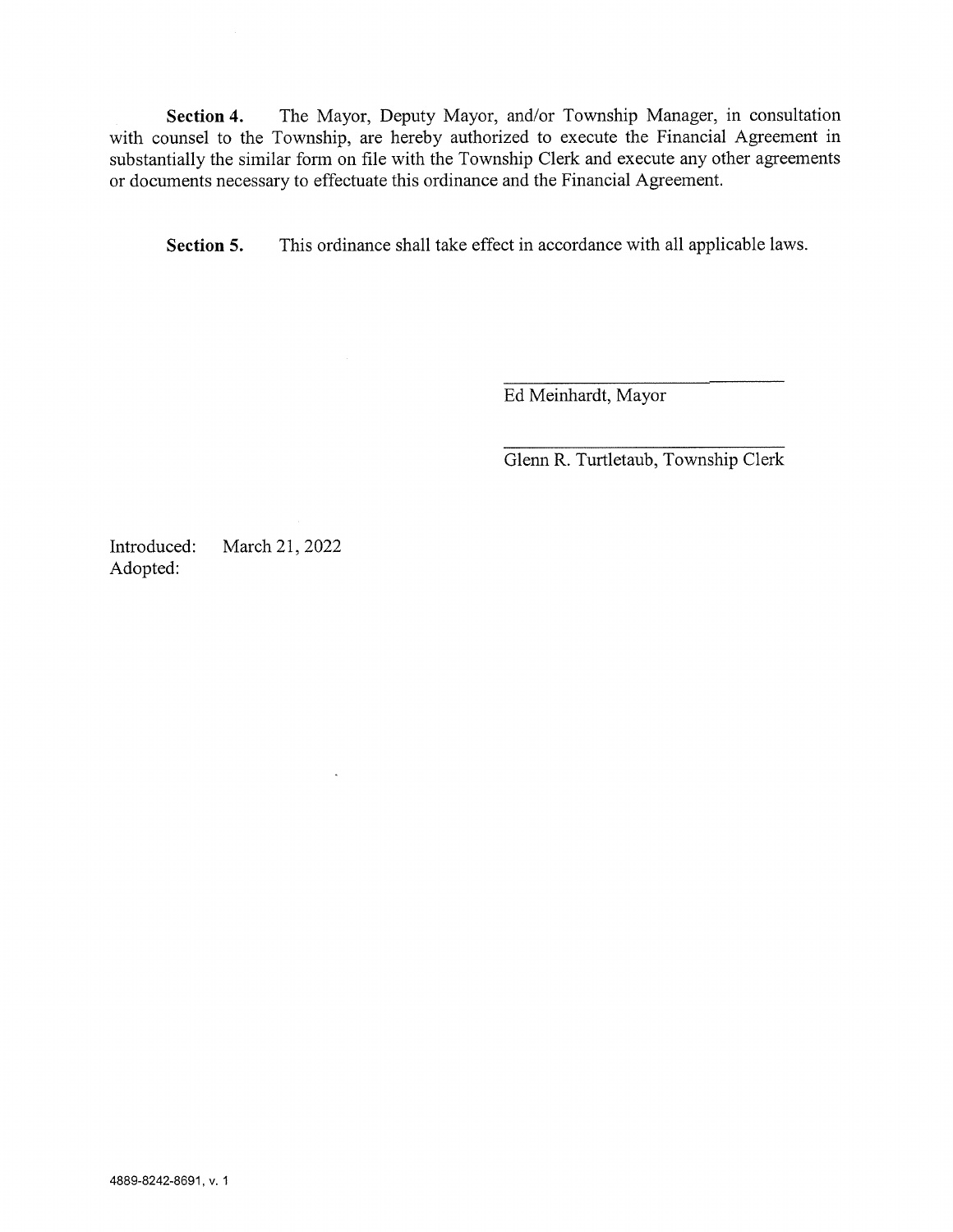**Section 4.** The Mayor, Deputy Mayor, and/or Township Manager, in consultation with counsel to the Township, are hereby authorized to execute the Financial Agreement in substantially the similar form on file with the Township Clerk and execute any other agreements or documents necessary to effectuate this ordinance and the Financial Agreement.

**Section 5.** This ordinance shall take effect in accordance with all applicable laws.

\_\_\_\_\_\_\_\_\_\_\_\_\_\_\_\_\_\_\_\_\_\_\_\_\_\_\_\_\_\_
Ed Meinhardt, Mayor

\_\_\_\_\_\_\_\_\_\_\_\_\_\_\_\_\_\_\_\_\_\_\_\_\_\_\_\_\_\_
Glenn R. Turtletaub, Township Clerk

Introduced: March 21, 2022
Adopted:

4889-8242-8691, v. 1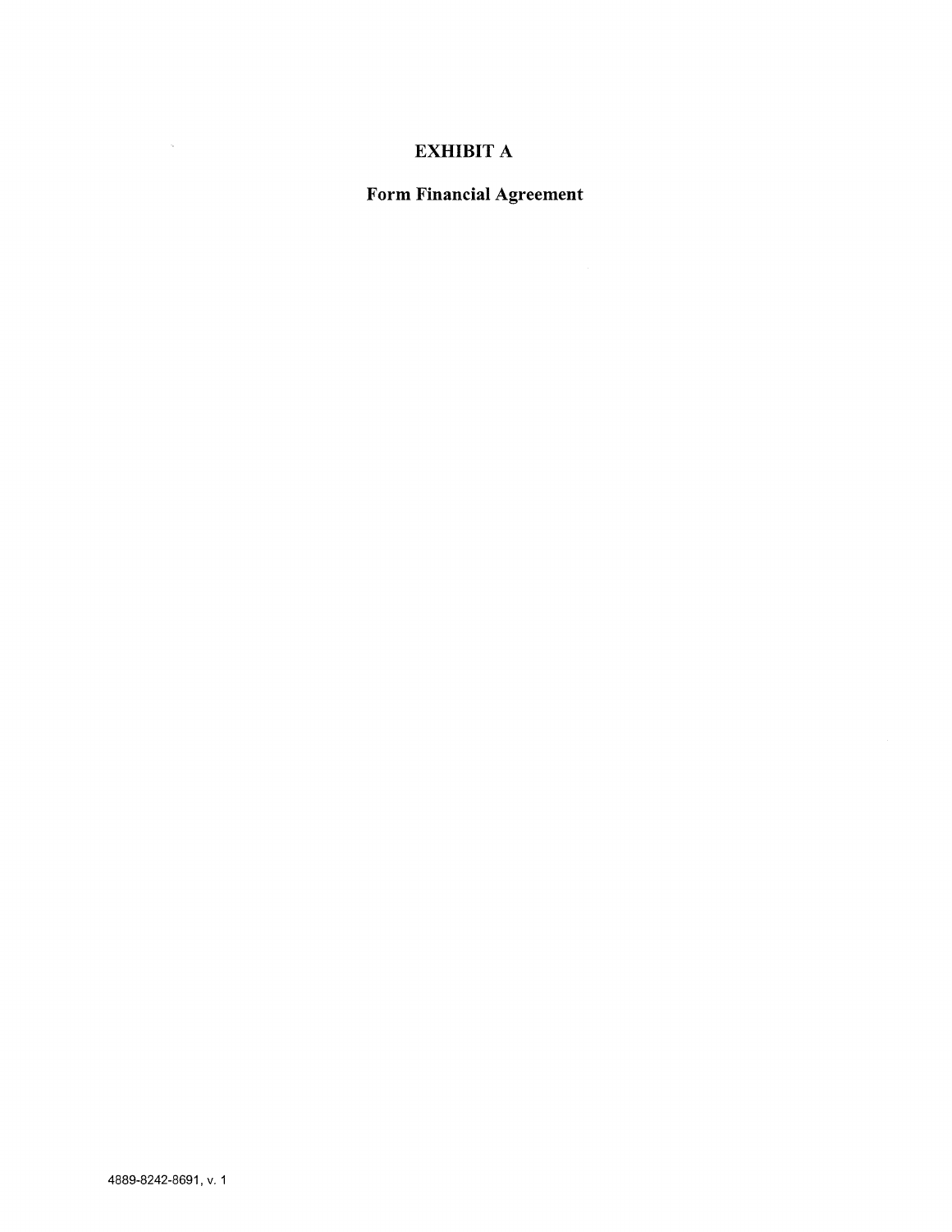# EXHIBIT A

## Form Financial Agreement

4889-8242-8691, v. 1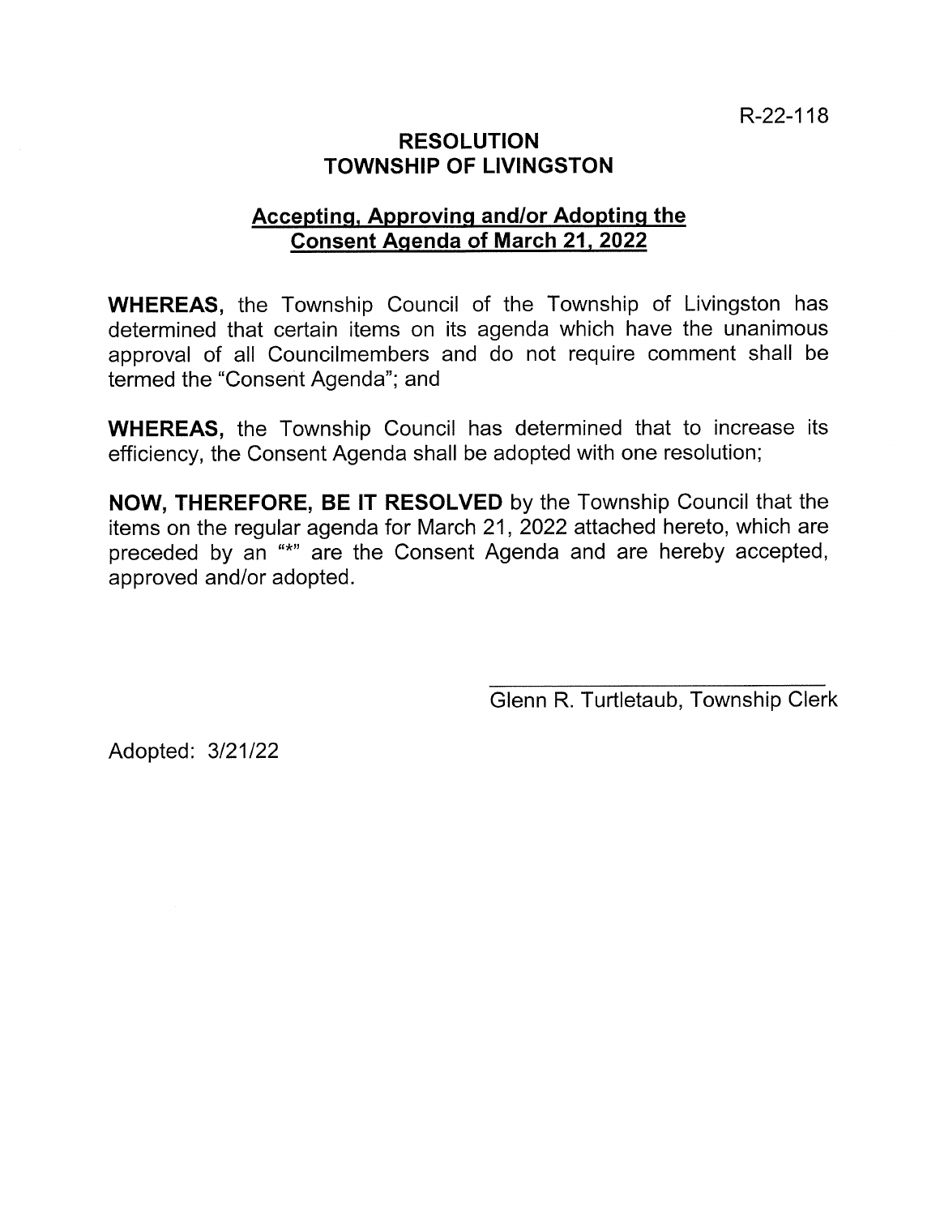R-22-118

# RESOLUTION
# TOWNSHIP OF LIVINGSTON

## Accepting, Approving and/or Adopting the Consent Agenda of March 21, 2022

**WHEREAS,** the Township Council of the Township of Livingston has determined that certain items on its agenda which have the unanimous approval of all Councilmembers and do not require comment shall be termed the "Consent Agenda"; and

**WHEREAS,** the Township Council has determined that to increase its efficiency, the Consent Agenda shall be adopted with one resolution;

**NOW, THEREFORE, BE IT RESOLVED** by the Township Council that the items on the regular agenda for March 21, 2022 attached hereto, which are preceded by an "*" are the Consent Agenda and are hereby accepted, approved and/or adopted.

\_\_\_\_\_\_\_\_\_\_\_\_\_\_\_\_\_\_\_\_\_\_\_\_\_\_\_\_\_\_

Glenn R. Turtletaub, Township Clerk

Adopted: 3/21/22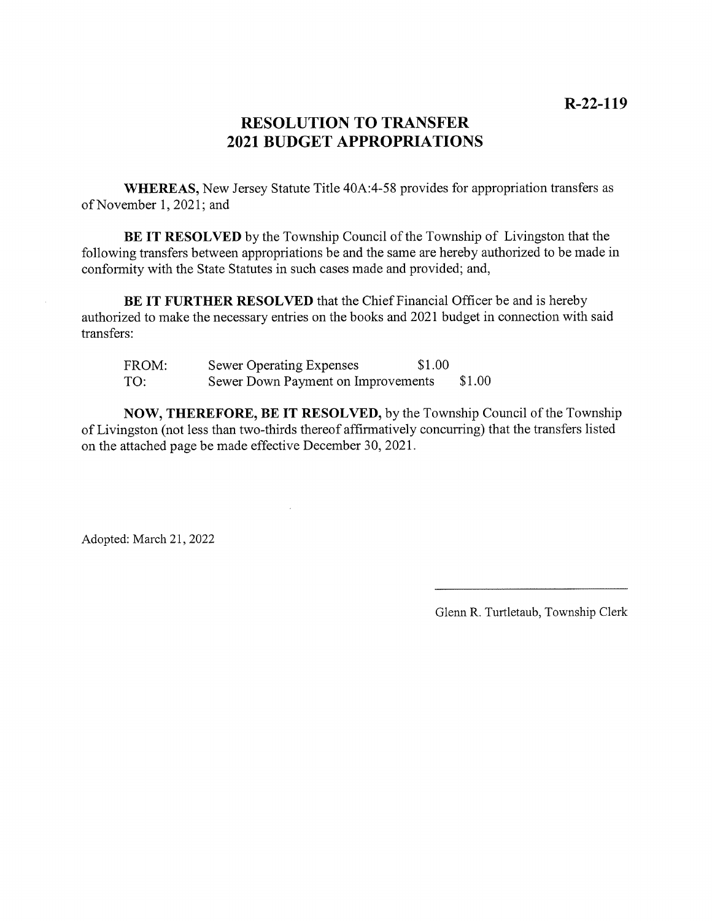**R-22-119**

# RESOLUTION TO TRANSFER 2021 BUDGET APPROPRIATIONS

**WHEREAS,** New Jersey Statute Title 40A:4-58 provides for appropriation transfers as of November 1, 2021; and

**BE IT RESOLVED** by the Township Council of the Township of Livingston that the following transfers between appropriations be and the same are hereby authorized to be made in conformity with the State Statutes in such cases made and provided; and,

**BE IT FURTHER RESOLVED** that the Chief Financial Officer be and is hereby authorized to make the necessary entries on the books and 2021 budget in connection with said transfers:

| | | | |
|---|---|---|---|
| FROM: | Sewer Operating Expenses | $1.00 | |
| TO: | Sewer Down Payment on Improvements | | $1.00 |

**NOW, THEREFORE, BE IT RESOLVED,** by the Township Council of the Township of Livingston (not less than two-thirds thereof affirmatively concurring) that the transfers listed on the attached page be made effective December 30, 2021.

Adopted: March 21, 2022

Glenn R. Turtletaub, Township Clerk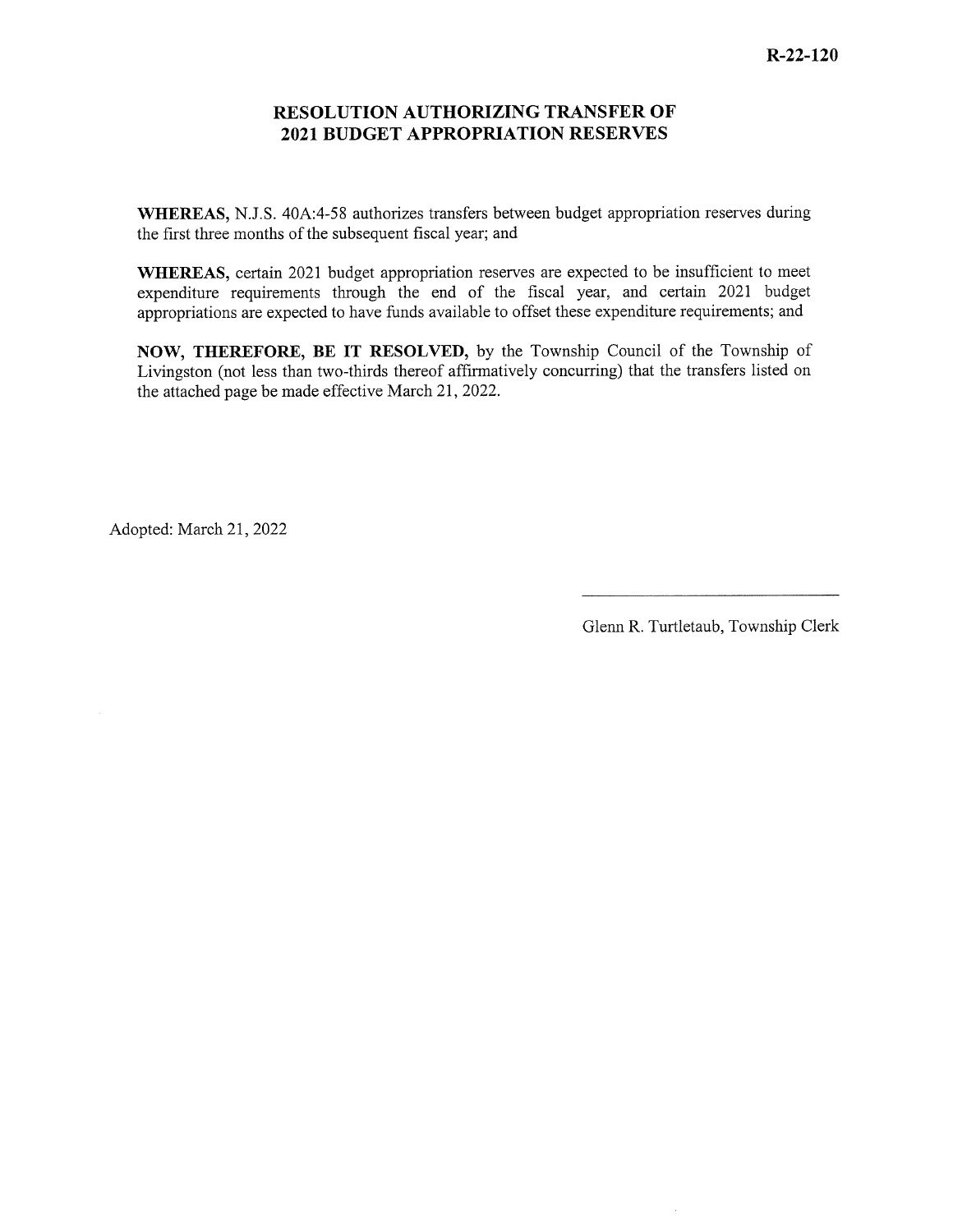**R-22-120**

## RESOLUTION AUTHORIZING TRANSFER OF 2021 BUDGET APPROPRIATION RESERVES

**WHEREAS,** N.J.S. 40A:4-58 authorizes transfers between budget appropriation reserves during the first three months of the subsequent fiscal year; and

**WHEREAS,** certain 2021 budget appropriation reserves are expected to be insufficient to meet expenditure requirements through the end of the fiscal year, and certain 2021 budget appropriations are expected to have funds available to offset these expenditure requirements; and

**NOW, THEREFORE, BE IT RESOLVED,** by the Township Council of the Township of Livingston (not less than two-thirds thereof affirmatively concurring) that the transfers listed on the attached page be made effective March 21, 2022.

Adopted: March 21, 2022

Glenn R. Turtletaub, Township Clerk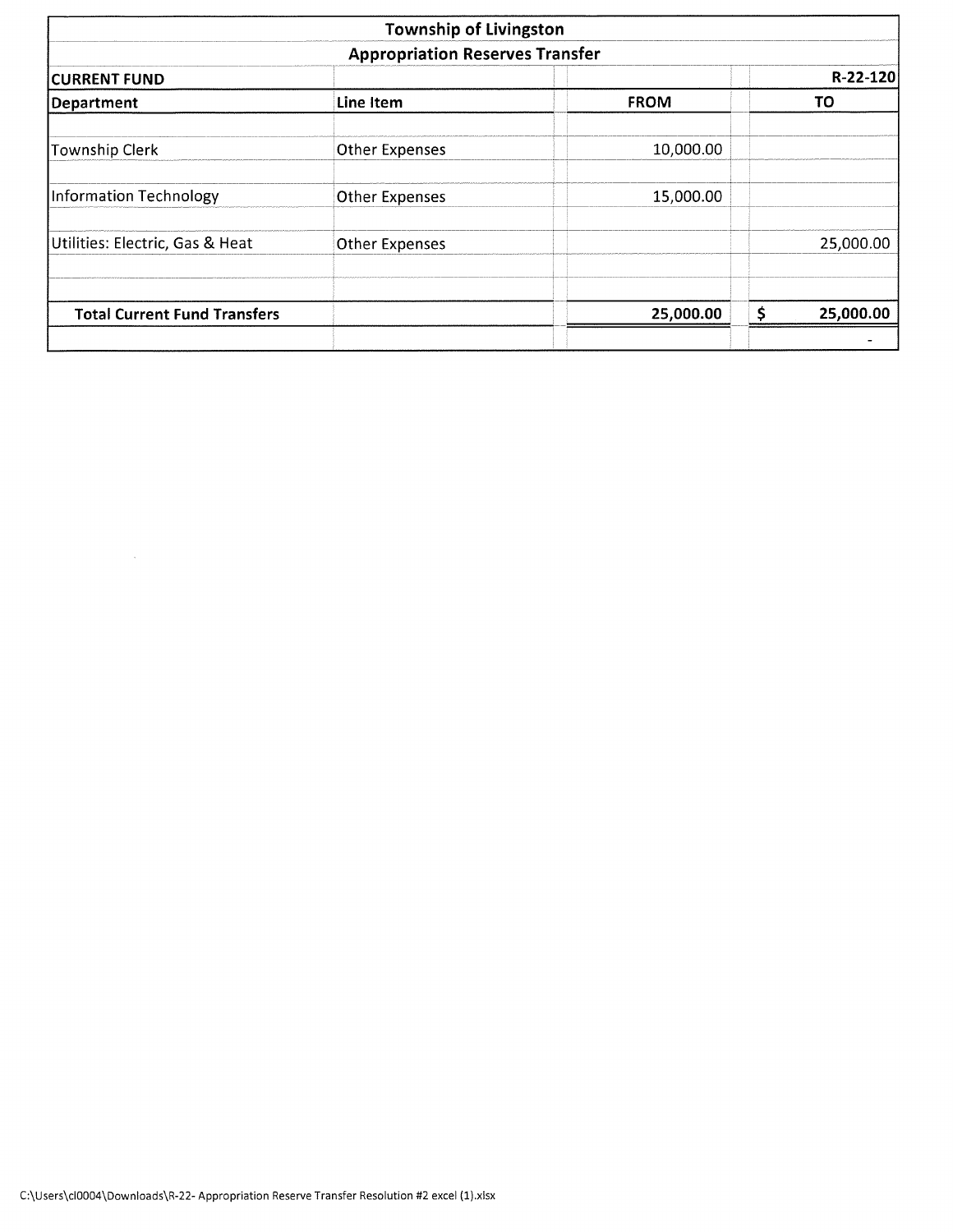# Township of Livingston

## Appropriation Reserves Transfer

| CURRENT FUND | | | R-22-120 |
|---|---|---|---|
| **Department** | **Line Item** | **FROM** | **TO** |
| Township Clerk | Other Expenses | 10,000.00 | |
| Information Technology | Other Expenses | 15,000.00 | |
| Utilities: Electric, Gas & Heat | Other Expenses | | 25,000.00 |
| **Total Current Fund Transfers** | | **25,000.00** | **$ 25,000.00** |
| | | | - |

C:\Users\cl0004\Downloads\R-22- Appropriation Reserve Transfer Resolution #2 excel (1).xlsx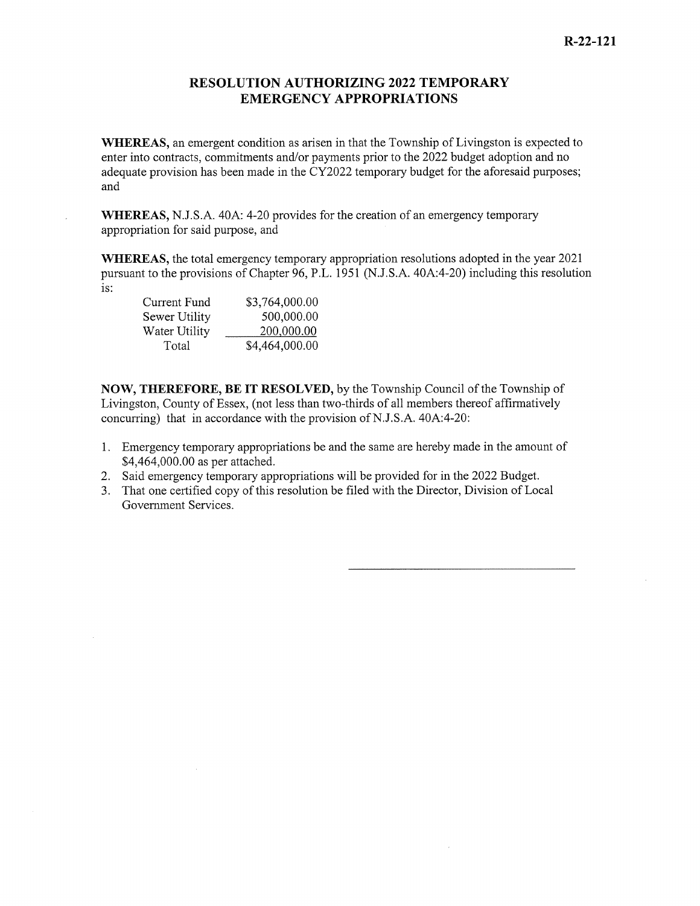R-22-121

# RESOLUTION AUTHORIZING 2022 TEMPORARY EMERGENCY APPROPRIATIONS

**WHEREAS,** an emergent condition as arisen in that the Township of Livingston is expected to enter into contracts, commitments and/or payments prior to the 2022 budget adoption and no adequate provision has been made in the CY2022 temporary budget for the aforesaid purposes; and

**WHEREAS,** N.J.S.A. 40A: 4-20 provides for the creation of an emergency temporary appropriation for said purpose, and

**WHEREAS,** the total emergency temporary appropriation resolutions adopted in the year 2021 pursuant to the provisions of Chapter 96, P.L. 1951 (N.J.S.A. 40A:4-20) including this resolution is:

| | |
|---|---|
| Current Fund | $3,764,000.00 |
| Sewer Utility | 500,000.00 |
| Water Utility | 200,000.00 |
| Total | $4,464,000.00 |

**NOW, THEREFORE, BE IT RESOLVED,** by the Township Council of the Township of Livingston, County of Essex, (not less than two-thirds of all members thereof affirmatively concurring) that in accordance with the provision of N.J.S.A. 40A:4-20:

1. Emergency temporary appropriations be and the same are hereby made in the amount of $4,464,000.00 as per attached.
2. Said emergency temporary appropriations will be provided for in the 2022 Budget.
3. That one certified copy of this resolution be filed with the Director, Division of Local Government Services.

\_\_\_\_\_\_\_\_\_\_\_\_\_\_\_\_\_\_\_\_\_\_\_\_\_\_\_\_\_\_\_\_\_\_\_\_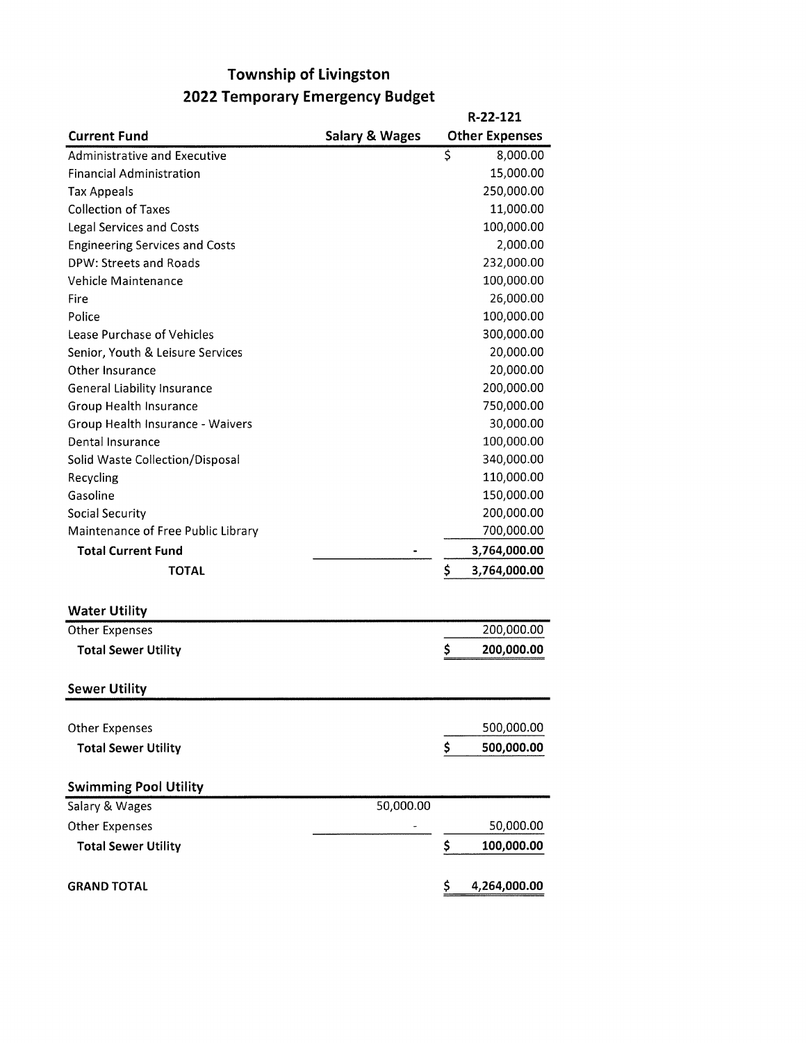# Township of Livingston

## 2022 Temporary Emergency Budget

| Current Fund | Salary & Wages | R-22-121 Other Expenses |
|---|---|---|
| Administrative and Executive | | $ 8,000.00 |
| Financial Administration | | 15,000.00 |
| Tax Appeals | | 250,000.00 |
| Collection of Taxes | | 11,000.00 |
| Legal Services and Costs | | 100,000.00 |
| Engineering Services and Costs | | 2,000.00 |
| DPW: Streets and Roads | | 232,000.00 |
| Vehicle Maintenance | | 100,000.00 |
| Fire | | 26,000.00 |
| Police | | 100,000.00 |
| Lease Purchase of Vehicles | | 300,000.00 |
| Senior, Youth & Leisure Services | | 20,000.00 |
| Other Insurance | | 20,000.00 |
| General Liability Insurance | | 200,000.00 |
| Group Health Insurance | | 750,000.00 |
| Group Health Insurance - Waivers | | 30,000.00 |
| Dental Insurance | | 100,000.00 |
| Solid Waste Collection/Disposal | | 340,000.00 |
| Recycling | | 110,000.00 |
| Gasoline | | 150,000.00 |
| Social Security | | 200,000.00 |
| Maintenance of Free Public Library | | 700,000.00 |
| **Total Current Fund** | - | **3,764,000.00** |
| **TOTAL** | | **$ 3,764,000.00** |
| | | |
| **Water Utility** | | |
| Other Expenses | | 200,000.00 |
| **Total Sewer Utility** | | **$ 200,000.00** |
| | | |
| **Sewer Utility** | | |
| Other Expenses | | 500,000.00 |
| **Total Sewer Utility** | | **$ 500,000.00** |
| | | |
| **Swimming Pool Utility** | | |
| Salary & Wages | 50,000.00 | |
| Other Expenses | - | 50,000.00 |
| **Total Sewer Utility** | | **$ 100,000.00** |
| | | |
| **GRAND TOTAL** | | **$ 4,264,000.00** |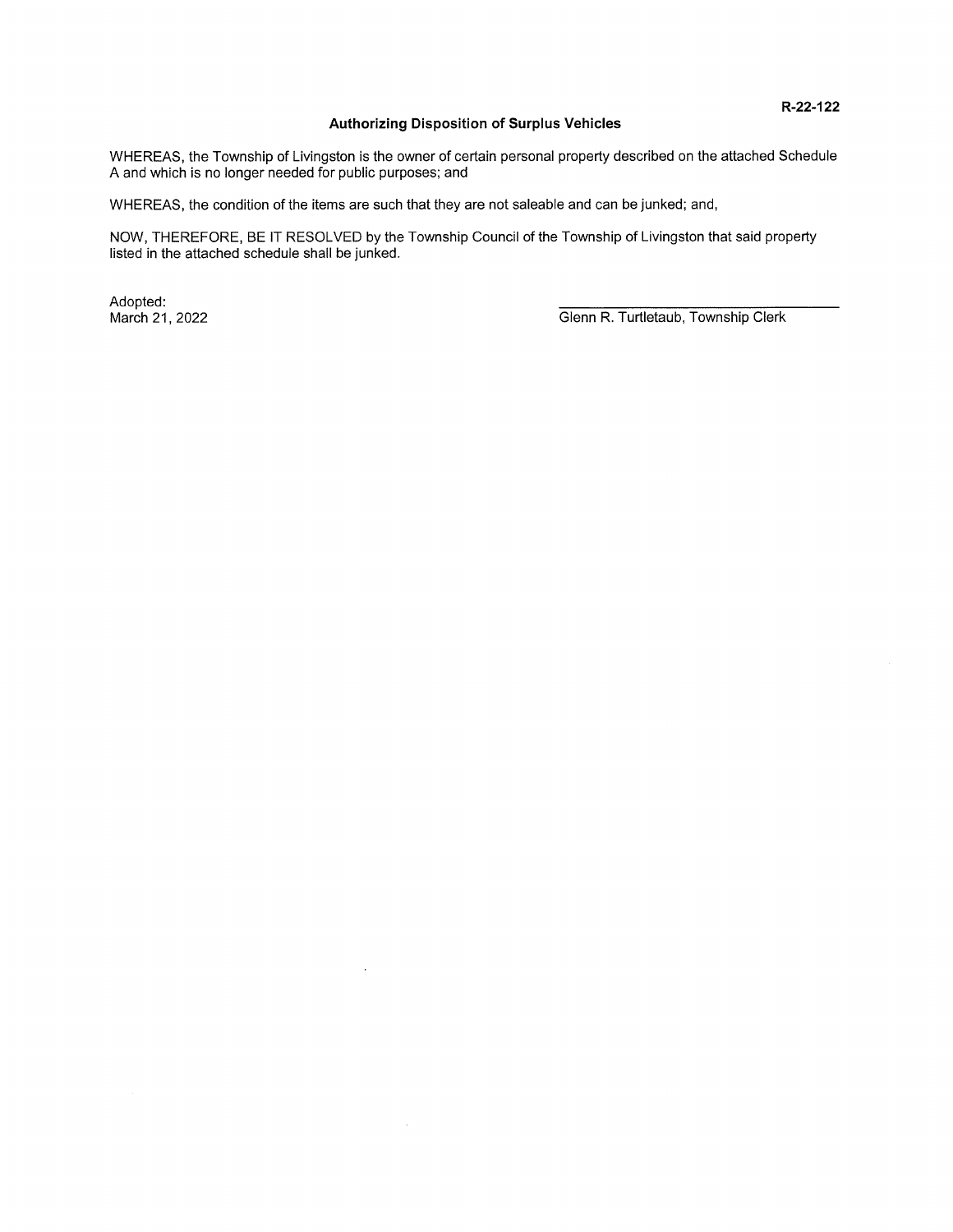R-22-122

## Authorizing Disposition of Surplus Vehicles

WHEREAS, the Township of Livingston is the owner of certain personal property described on the attached Schedule A and which is no longer needed for public purposes; and

WHEREAS, the condition of the items are such that they are not saleable and can be junked; and,

NOW, THEREFORE, BE IT RESOLVED by the Township Council of the Township of Livingston that said property listed in the attached schedule shall be junked.

Adopted:
March 21, 2022

\_\_\_\_\_\_\_\_\_\_\_\_\_\_\_\_\_\_\_\_\_\_\_\_\_\_\_\_\_\_\_\_
Glenn R. Turtletaub, Township Clerk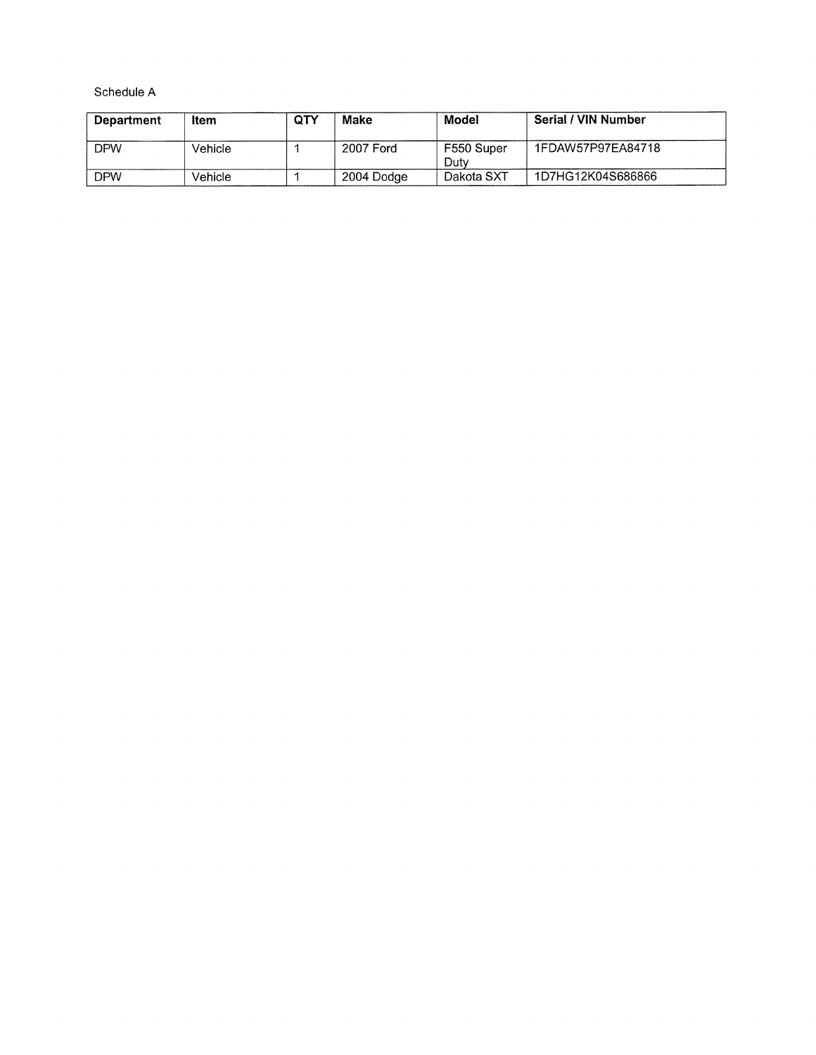Schedule A

| Department | Item | QTY | Make | Model | Serial / VIN Number |
|---|---|---|---|---|---|
| DPW | Vehicle | 1 | 2007 Ford | F550 Super Duty | 1FDAW57P97EA84718 |
| DPW | Vehicle | 1 | 2004 Dodge | Dakota SXT | 1D7HG12K04S686866 |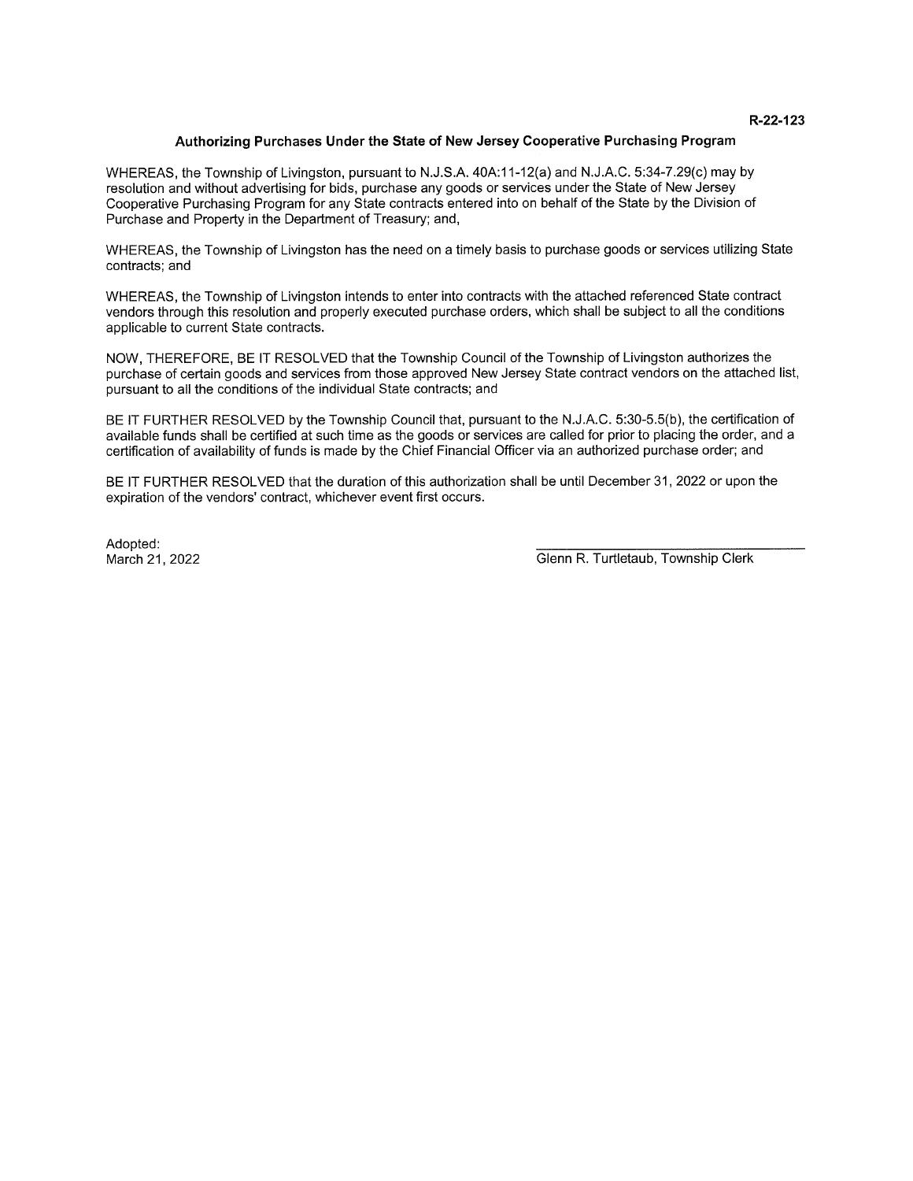R-22-123

## Authorizing Purchases Under the State of New Jersey Cooperative Purchasing Program

WHEREAS, the Township of Livingston, pursuant to N.J.S.A. 40A:11-12(a) and N.J.A.C. 5:34-7.29(c) may by resolution and without advertising for bids, purchase any goods or services under the State of New Jersey Cooperative Purchasing Program for any State contracts entered into on behalf of the State by the Division of Purchase and Property in the Department of Treasury; and,

WHEREAS, the Township of Livingston has the need on a timely basis to purchase goods or services utilizing State contracts; and

WHEREAS, the Township of Livingston intends to enter into contracts with the attached referenced State contract vendors through this resolution and properly executed purchase orders, which shall be subject to all the conditions applicable to current State contracts.

NOW, THEREFORE, BE IT RESOLVED that the Township Council of the Township of Livingston authorizes the purchase of certain goods and services from those approved New Jersey State contract vendors on the attached list, pursuant to all the conditions of the individual State contracts; and

BE IT FURTHER RESOLVED by the Township Council that, pursuant to the N.J.A.C. 5:30-5.5(b), the certification of available funds shall be certified at such time as the goods or services are called for prior to placing the order, and a certification of availability of funds is made by the Chief Financial Officer via an authorized purchase order; and

BE IT FURTHER RESOLVED that the duration of this authorization shall be until December 31, 2022 or upon the expiration of the vendors' contract, whichever event first occurs.

Adopted:
March 21, 2022

Glenn R. Turtletaub, Township Clerk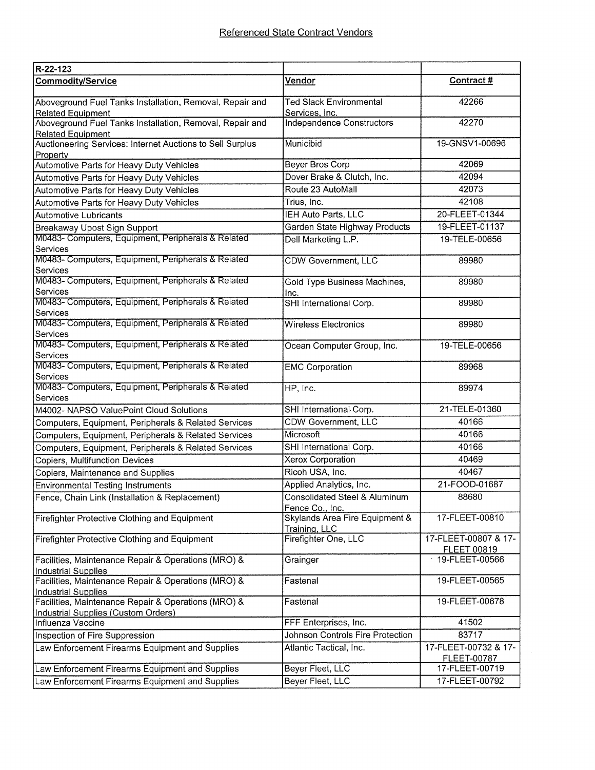## Referenced State Contract Vendors

| R-22-123 | | |
|---|---|---|
| **Commodity/Service** | **Vendor** | **Contract #** |
| Aboveground Fuel Tanks Installation, Removal, Repair and Related Equipment | Ted Slack Environmental Services, Inc. | 42266 |
| Aboveground Fuel Tanks Installation, Removal, Repair and Related Equipment | Independence Constructors | 42270 |
| Auctioneering Services: Internet Auctions to Sell Surplus Property | Municibid | 19-GNSV1-00696 |
| Automotive Parts for Heavy Duty Vehicles | Beyer Bros Corp | 42069 |
| Automotive Parts for Heavy Duty Vehicles | Dover Brake & Clutch, Inc. | 42094 |
| Automotive Parts for Heavy Duty Vehicles | Route 23 AutoMall | 42073 |
| Automotive Parts for Heavy Duty Vehicles | Trius, Inc. | 42108 |
| Automotive Lubricants | IEH Auto Parts, LLC | 20-FLEET-01344 |
| Breakaway Upost Sign Support | Garden State Highway Products | 19-FLEET-01137 |
| M0483- Computers, Equipment, Peripherals & Related Services | Dell Marketing L.P. | 19-TELE-00656 |
| M0483- Computers, Equipment, Peripherals & Related Services | CDW Government, LLC | 89980 |
| M0483- Computers, Equipment, Peripherals & Related Services | Gold Type Business Machines, Inc. | 89980 |
| M0483- Computers, Equipment, Peripherals & Related Services | SHI International Corp. | 89980 |
| M0483- Computers, Equipment, Peripherals & Related Services | Wireless Electronics | 89980 |
| M0483- Computers, Equipment, Peripherals & Related Services | Ocean Computer Group, Inc. | 19-TELE-00656 |
| M0483- Computers, Equipment, Peripherals & Related Services | EMC Corporation | 89968 |
| M0483- Computers, Equipment, Peripherals & Related Services | HP, Inc. | 89974 |
| M4002- NAPSO ValuePoint Cloud Solutions | SHI International Corp. | 21-TELE-01360 |
| Computers, Equipment, Peripherals & Related Services | CDW Government, LLC | 40166 |
| Computers, Equipment, Peripherals & Related Services | Microsoft | 40166 |
| Computers, Equipment, Peripherals & Related Services | SHI International Corp. | 40166 |
| Copiers, Multifunction Devices | Xerox Corporation | 40469 |
| Copiers, Maintenance and Supplies | Ricoh USA, Inc. | 40467 |
| Environmental Testing Instruments | Applied Analytics, Inc. | 21-FOOD-01687 |
| Fence, Chain Link (Installation & Replacement) | Consolidated Steel & Aluminum Fence Co., Inc. | 88680 |
| Firefighter Protective Clothing and Equipment | Skylands Area Fire Equipment & Training, LLC | 17-FLEET-00810 |
| Firefighter Protective Clothing and Equipment | Firefighter One, LLC | 17-FLEET-00807 & 17-FLEET 00819 |
| Facilities, Maintenance Repair & Operations (MRO) & Industrial Supplies | Grainger | 19-FLEET-00566 |
| Facilities, Maintenance Repair & Operations (MRO) & Industrial Supplies | Fastenal | 19-FLEET-00565 |
| Facilities, Maintenance Repair & Operations (MRO) & Industrial Supplies (Custom Orders) | Fastenal | 19-FLEET-00678 |
| Influenza Vaccine | FFF Enterprises, Inc. | 41502 |
| Inspection of Fire Suppression | Johnson Controls Fire Protection | 83717 |
| Law Enforcement Firearms Equipment and Supplies | Atlantic Tactical, Inc. | 17-FLEET-00732 & 17-FLEET-00787 |
| Law Enforcement Firearms Equipment and Supplies | Beyer Fleet, LLC | 17-FLEET-00719 |
| Law Enforcement Firearms Equipment and Supplies | Beyer Fleet, LLC | 17-FLEET-00792 |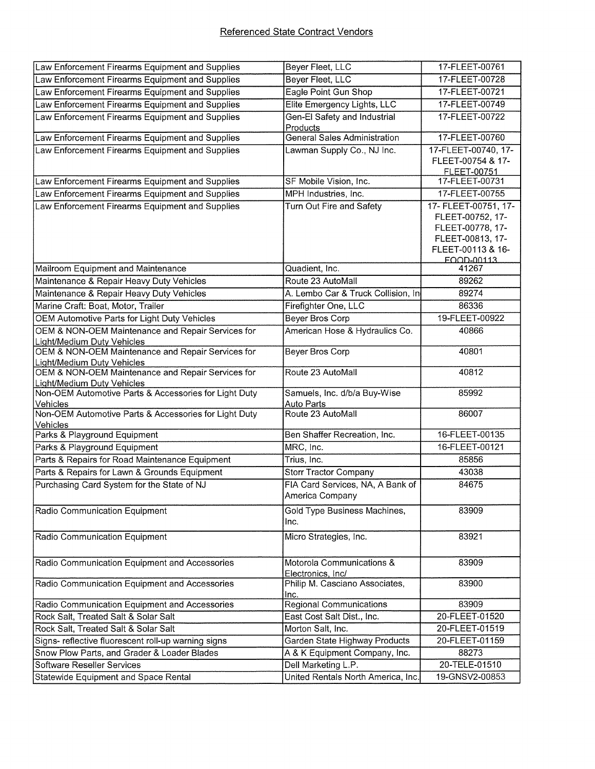## Referenced State Contract Vendors

| | | |
|---|---|---|
| Law Enforcement Firearms Equipment and Supplies | Beyer Fleet, LLC | 17-FLEET-00761 |
| Law Enforcement Firearms Equipment and Supplies | Beyer Fleet, LLC | 17-FLEET-00728 |
| Law Enforcement Firearms Equipment and Supplies | Eagle Point Gun Shop | 17-FLEET-00721 |
| Law Enforcement Firearms Equipment and Supplies | Elite Emergency Lights, LLC | 17-FLEET-00749 |
| Law Enforcement Firearms Equipment and Supplies | Gen-El Safety and Industrial Products | 17-FLEET-00722 |
| Law Enforcement Firearms Equipment and Supplies | General Sales Administration | 17-FLEET-00760 |
| Law Enforcement Firearms Equipment and Supplies | Lawman Supply Co., NJ Inc. | 17-FLEET-00740, 17-FLEET-00754 & 17-FLEET-00751 |
| Law Enforcement Firearms Equipment and Supplies | SF Mobile Vision, Inc. | 17-FLEET-00731 |
| Law Enforcement Firearms Equipment and Supplies | MPH Industries, Inc. | 17-FLEET-00755 |
| Law Enforcement Firearms Equipment and Supplies | Turn Out Fire and Safety | 17- FLEET-00751, 17-FLEET-00752, 17-FLEET-00778, 17-FLEET-00813, 17-FLEET-00113 & 16-FOOD-00113 |
| Mailroom Equipment and Maintenance | Quadient, Inc. | 41267 |
| Maintenance & Repair Heavy Duty Vehicles | Route 23 AutoMall | 89262 |
| Maintenance & Repair Heavy Duty Vehicles | A. Lembo Car & Truck Collision, In | 89274 |
| Marine Craft: Boat, Motor, Trailer | Firefighter One, LLC | 86336 |
| OEM Automotive Parts for Light Duty Vehicles | Beyer Bros Corp | 19-FLEET-00922 |
| OEM & NON-OEM Maintenance and Repair Services for Light/Medium Duty Vehicles | American Hose & Hydraulics Co. | 40866 |
| OEM & NON-OEM Maintenance and Repair Services for Light/Medium Duty Vehicles | Beyer Bros Corp | 40801 |
| OEM & NON-OEM Maintenance and Repair Services for Light/Medium Duty Vehicles | Route 23 AutoMall | 40812 |
| Non-OEM Automotive Parts & Accessories for Light Duty Vehicles | Samuels, Inc. d/b/a Buy-Wise Auto Parts | 85992 |
| Non-OEM Automotive Parts & Accessories for Light Duty Vehicles | Route 23 AutoMall | 86007 |
| Parks & Playground Equipment | Ben Shaffer Recreation, Inc. | 16-FLEET-00135 |
| Parks & Playground Equipment | MRC, Inc. | 16-FLEET-00121 |
| Parts & Repairs for Road Maintenance Equipment | Trius, Inc. | 85856 |
| Parts & Repairs for Lawn & Grounds Equipment | Storr Tractor Company | 43038 |
| Purchasing Card System for the State of NJ | FIA Card Services, NA, A Bank of America Company | 84675 |
| Radio Communication Equipment | Gold Type Business Machines, Inc. | 83909 |
| Radio Communication Equipment | Micro Strategies, Inc. | 83921 |
| Radio Communication Equipment and Accessories | Motorola Communications & Electronics, Inc/ | 83909 |
| Radio Communication Equipment and Accessories | Philip M. Casciano Associates, Inc. | 83900 |
| Radio Communication Equipment and Accessories | Regional Communications | 83909 |
| Rock Salt, Treated Salt & Solar Salt | East Cost Salt Dist., Inc. | 20-FLEET-01520 |
| Rock Salt, Treated Salt & Solar Salt | Morton Salt, Inc. | 20-FLEET-01519 |
| Signs- reflective fluorescent roll-up warning signs | Garden State Highway Products | 20-FLEET-01159 |
| Snow Plow Parts, and Grader & Loader Blades | A & K Equipment Company, Inc. | 88273 |
| Software Reseller Services | Dell Marketing L.P. | 20-TELE-01510 |
| Statewide Equipment and Space Rental | United Rentals North America, Inc. | 19-GNSV2-00853 |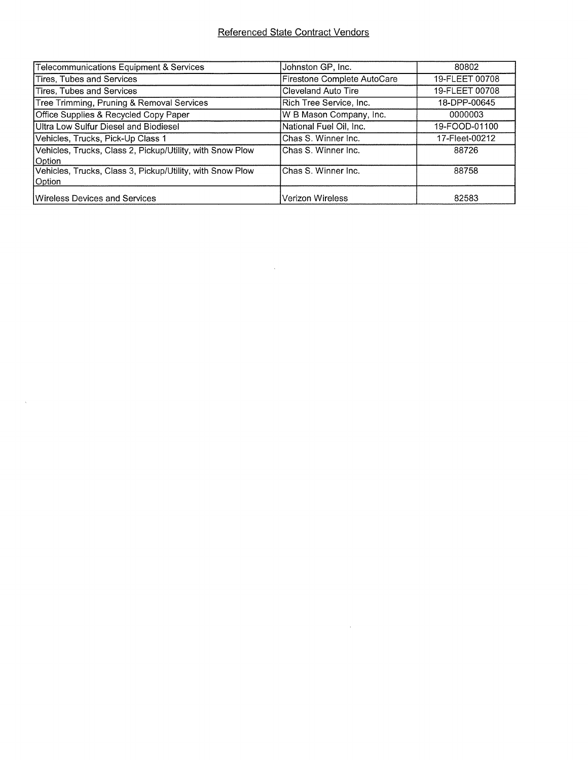Referenced State Contract Vendors

| Telecommunications Equipment & Services | Johnston GP, Inc. | 80802 |
|---|---|---|
| Tires, Tubes and Services | Firestone Complete AutoCare | 19-FLEET 00708 |
| Tires, Tubes and Services | Cleveland Auto Tire | 19-FLEET 00708 |
| Tree Trimming, Pruning & Removal Services | Rich Tree Service, Inc. | 18-DPP-00645 |
| Office Supplies & Recycled Copy Paper | W B Mason Company, Inc. | 0000003 |
| Ultra Low Sulfur Diesel and Biodiesel | National Fuel Oil, Inc. | 19-FOOD-01100 |
| Vehicles, Trucks, Pick-Up Class 1 | Chas S. Winner Inc. | 17-Fleet-00212 |
| Vehicles, Trucks, Class 2, Pickup/Utility, with Snow Plow Option | Chas S. Winner Inc. | 88726 |
| Vehicles, Trucks, Class 3, Pickup/Utility, with Snow Plow Option | Chas S. Winner Inc. | 88758 |
| Wireless Devices and Services | Verizon Wireless | 82583 |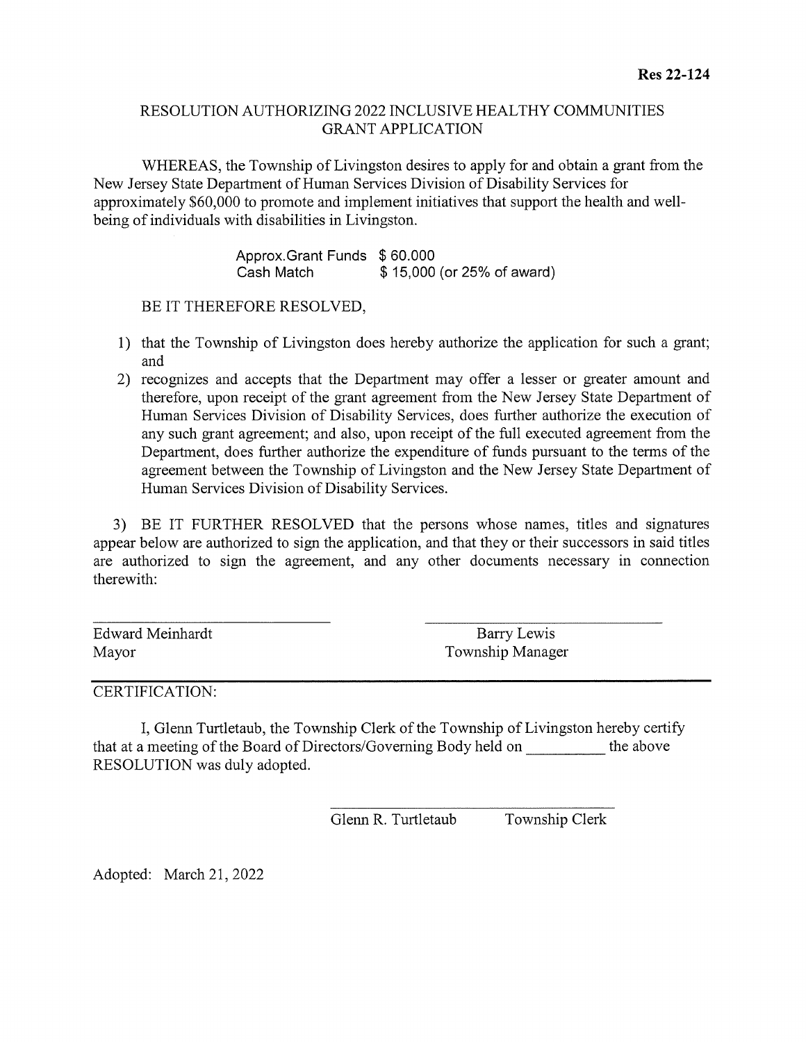**Res 22-124**

## RESOLUTION AUTHORIZING 2022 INCLUSIVE HEALTHY COMMUNITIES GRANT APPLICATION

WHEREAS, the Township of Livingston desires to apply for and obtain a grant from the New Jersey State Department of Human Services Division of Disability Services for approximately $60,000 to promote and implement initiatives that support the health and well-being of individuals with disabilities in Livingston.

| | |
|---|---|
| Approx.Grant Funds | $ 60.000 |
| Cash Match | $ 15,000 (or 25% of award) |

BE IT THEREFORE RESOLVED,

1) that the Township of Livingston does hereby authorize the application for such a grant; and
2) recognizes and accepts that the Department may offer a lesser or greater amount and therefore, upon receipt of the grant agreement from the New Jersey State Department of Human Services Division of Disability Services, does further authorize the execution of any such grant agreement; and also, upon receipt of the full executed agreement from the Department, does further authorize the expenditure of funds pursuant to the terms of the agreement between the Township of Livingston and the New Jersey State Department of Human Services Division of Disability Services.

3) BE IT FURTHER RESOLVED that the persons whose names, titles and signatures appear below are authorized to sign the application, and that they or their successors in said titles are authorized to sign the agreement, and any other documents necessary in connection therewith:

| | |
|---|---|
| Edward Meinhardt | Barry Lewis |
| Mayor | Township Manager |

---

CERTIFICATION:

I, Glenn Turtletaub, the Township Clerk of the Township of Livingston hereby certify that at a meeting of the Board of Directors/Governing Body held on __________ the above RESOLUTION was duly adopted.

Glenn R. Turtletaub Township Clerk

Adopted: March 21, 2022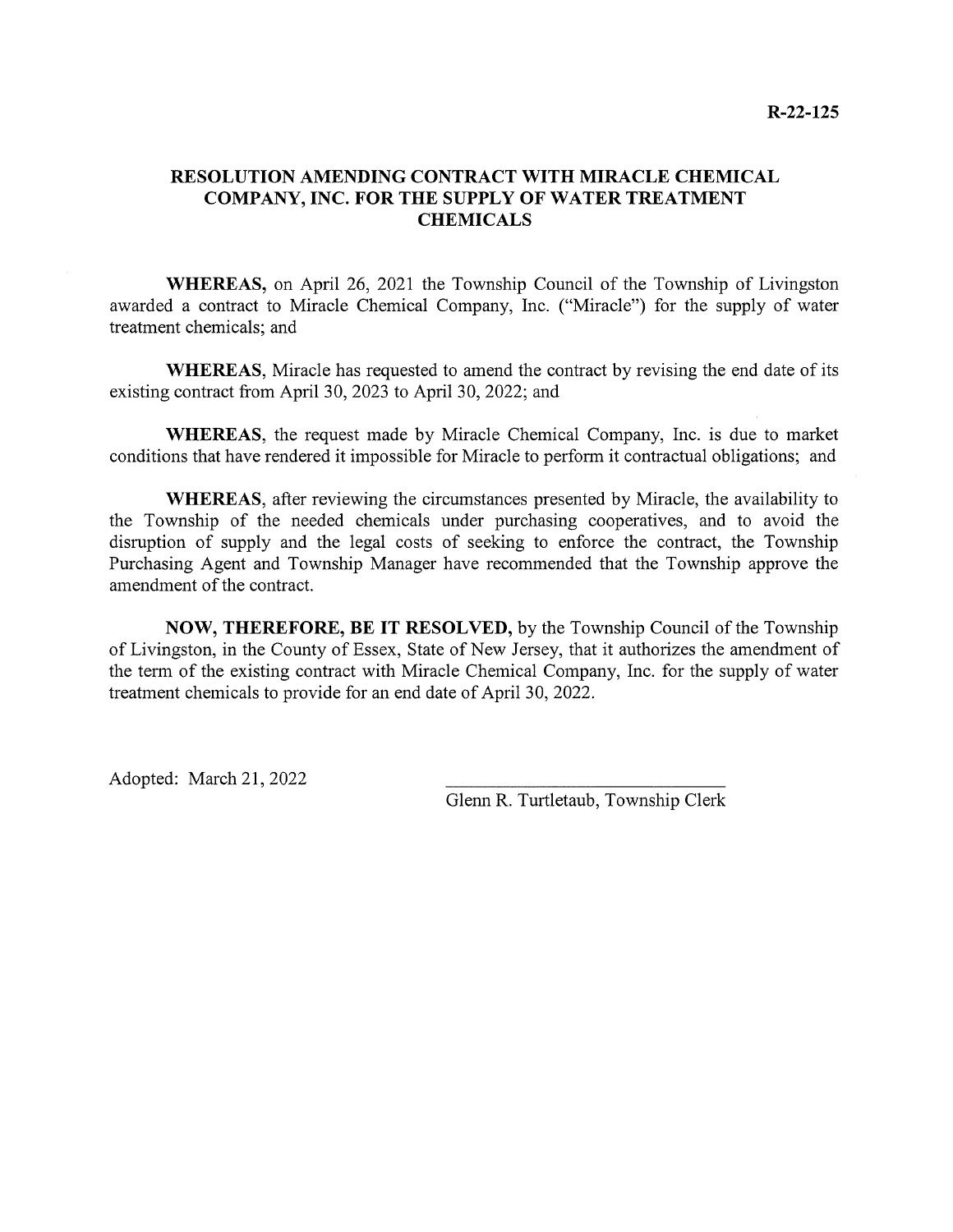**R-22-125**

# RESOLUTION AMENDING CONTRACT WITH MIRACLE CHEMICAL COMPANY, INC. FOR THE SUPPLY OF WATER TREATMENT CHEMICALS

**WHEREAS,** on April 26, 2021 the Township Council of the Township of Livingston awarded a contract to Miracle Chemical Company, Inc. ("Miracle") for the supply of water treatment chemicals; and

**WHEREAS**, Miracle has requested to amend the contract by revising the end date of its existing contract from April 30, 2023 to April 30, 2022; and

**WHEREAS**, the request made by Miracle Chemical Company, Inc. is due to market conditions that have rendered it impossible for Miracle to perform it contractual obligations; and

**WHEREAS**, after reviewing the circumstances presented by Miracle, the availability to the Township of the needed chemicals under purchasing cooperatives, and to avoid the disruption of supply and the legal costs of seeking to enforce the contract, the Township Purchasing Agent and Township Manager have recommended that the Township approve the amendment of the contract.

**NOW, THEREFORE, BE IT RESOLVED,** by the Township Council of the Township of Livingston, in the County of Essex, State of New Jersey, that it authorizes the amendment of the term of the existing contract with Miracle Chemical Company, Inc. for the supply of water treatment chemicals to provide for an end date of April 30, 2022.

Adopted: March 21, 2022

\_\_\_\_\_\_\_\_\_\_\_\_\_\_\_\_\_\_\_\_\_\_\_\_\_\_\_\_\_\_

Glenn R. Turtletaub, Township Clerk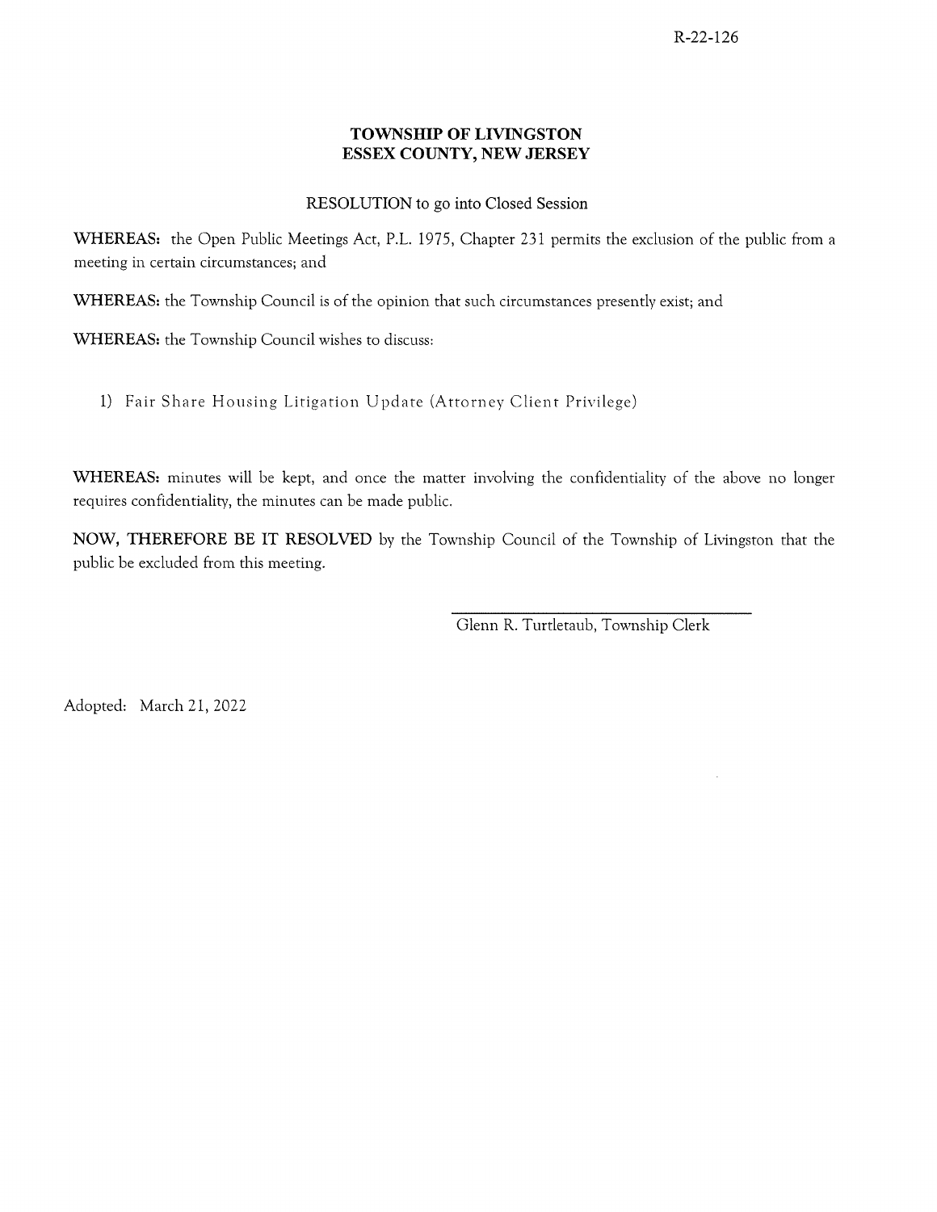R-22-126

**TOWNSHIP OF LIVINGSTON**
**ESSEX COUNTY, NEW JERSEY**

RESOLUTION to go into Closed Session

**WHEREAS:** the Open Public Meetings Act, P.L. 1975, Chapter 231 permits the exclusion of the public from a meeting in certain circumstances; and

**WHEREAS:** the Township Council is of the opinion that such circumstances presently exist; and

**WHEREAS:** the Township Council wishes to discuss:

1) Fair Share Housing Litigation Update (Attorney Client Privilege)

**WHEREAS:** minutes will be kept, and once the matter involving the confidentiality of the above no longer requires confidentiality, the minutes can be made public.

**NOW, THEREFORE BE IT RESOLVED** by the Township Council of the Township of Livingston that the public be excluded from this meeting.

Glenn R. Turtletaub, Township Clerk

Adopted: March 21, 2022